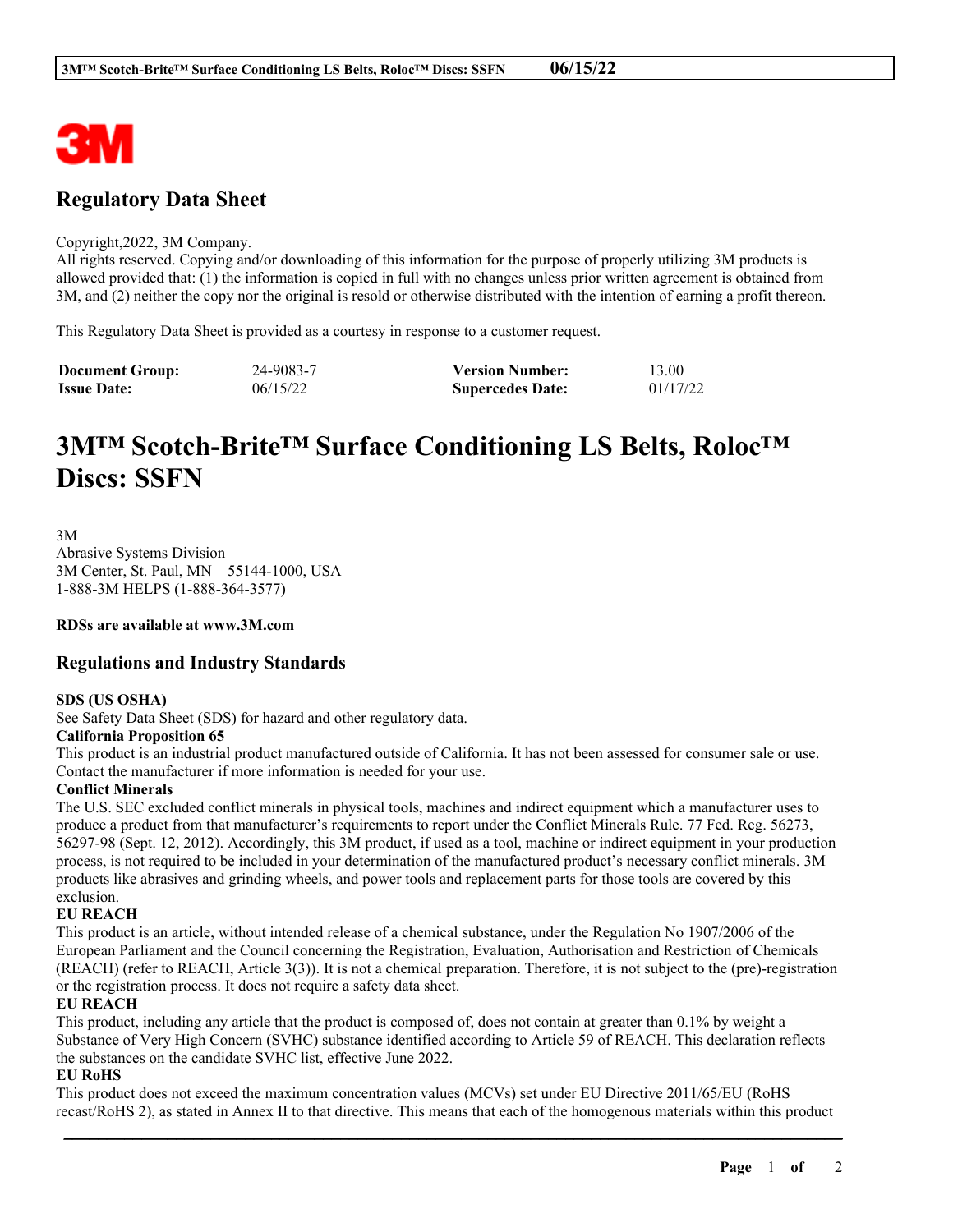3M

## Regulatory Data Sheet

Copyright,2022, 3M Company.
All rights reserved. Copying and/or downloading of this information for the purpose of properly utilizing 3M products is allowed provided that: (1) the information is copied in full with no changes unless prior written agreement is obtained from 3M, and (2) neither the copy nor the original is resold or otherwise distributed with the intention of earning a profit thereon.

This Regulatory Data Sheet is provided as a courtesy in response to a customer request.

| | | | |
|---|---|---|---|
| **Document Group:** | 24-9083-7 | **Version Number:** | 13.00 |
| **Issue Date:** | 06/15/22 | **Supercedes Date:** | 01/17/22 |

# 3M™ Scotch-Brite™ Surface Conditioning LS Belts, Roloc™ Discs: SSFN

3M
Abrasive Systems Division
3M Center, St. Paul, MN 55144-1000, USA
1-888-3M HELPS (1-888-364-3577)

**RDSs are available at www.3M.com**

## Regulations and Industry Standards

**SDS (US OSHA)**
See Safety Data Sheet (SDS) for hazard and other regulatory data.

**California Proposition 65**
This product is an industrial product manufactured outside of California. It has not been assessed for consumer sale or use. Contact the manufacturer if more information is needed for your use.

**Conflict Minerals**
The U.S. SEC excluded conflict minerals in physical tools, machines and indirect equipment which a manufacturer uses to produce a product from that manufacturer's requirements to report under the Conflict Minerals Rule. 77 Fed. Reg. 56273, 56297-98 (Sept. 12, 2012). Accordingly, this 3M product, if used as a tool, machine or indirect equipment in your production process, is not required to be included in your determination of the manufactured product's necessary conflict minerals. 3M products like abrasives and grinding wheels, and power tools and replacement parts for those tools are covered by this exclusion.

**EU REACH**
This product is an article, without intended release of a chemical substance, under the Regulation No 1907/2006 of the European Parliament and the Council concerning the Registration, Evaluation, Authorisation and Restriction of Chemicals (REACH) (refer to REACH, Article 3(3)). It is not a chemical preparation. Therefore, it is not subject to the (pre)-registration or the registration process. It does not require a safety data sheet.

**EU REACH**
This product, including any article that the product is composed of, does not contain at greater than 0.1% by weight a Substance of Very High Concern (SVHC) substance identified according to Article 59 of REACH. This declaration reflects the substances on the candidate SVHC list, effective June 2022.

**EU RoHS**
This product does not exceed the maximum concentration values (MCVs) set under EU Directive 2011/65/EU (RoHS recast/RoHS 2), as stated in Annex II to that directive. This means that each of the homogenous materials within this product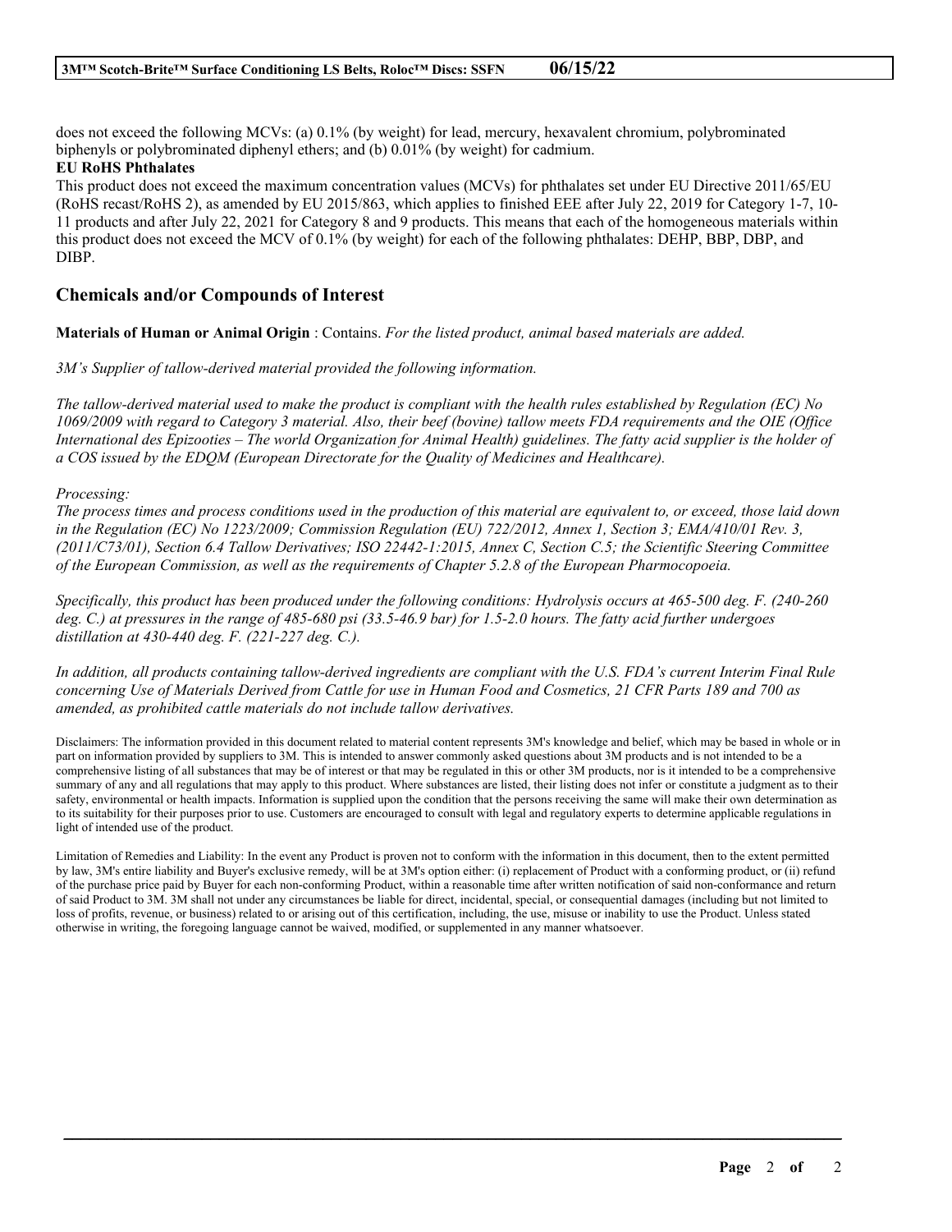does not exceed the following MCVs: (a) 0.1% (by weight) for lead, mercury, hexavalent chromium, polybrominated biphenyls or polybrominated diphenyl ethers; and (b) 0.01% (by weight) for cadmium.

**EU RoHS Phthalates**

This product does not exceed the maximum concentration values (MCVs) for phthalates set under EU Directive 2011/65/EU (RoHS recast/RoHS 2), as amended by EU 2015/863, which applies to finished EEE after July 22, 2019 for Category 1-7, 10-11 products and after July 22, 2021 for Category 8 and 9 products. This means that each of the homogeneous materials within this product does not exceed the MCV of 0.1% (by weight) for each of the following phthalates: DEHP, BBP, DBP, and DIBP.

## Chemicals and/or Compounds of Interest

**Materials of Human or Animal Origin** : Contains. *For the listed product, animal based materials are added.*

*3M's Supplier of tallow-derived material provided the following information.*

*The tallow-derived material used to make the product is compliant with the health rules established by Regulation (EC) No 1069/2009 with regard to Category 3 material. Also, their beef (bovine) tallow meets FDA requirements and the OIE (Office International des Epizooties – The world Organization for Animal Health) guidelines. The fatty acid supplier is the holder of a COS issued by the EDQM (European Directorate for the Quality of Medicines and Healthcare).*

*Processing:*

*The process times and process conditions used in the production of this material are equivalent to, or exceed, those laid down in the Regulation (EC) No 1223/2009; Commission Regulation (EU) 722/2012, Annex 1, Section 3; EMA/410/01 Rev. 3, (2011/C73/01), Section 6.4 Tallow Derivatives; ISO 22442-1:2015, Annex C, Section C.5; the Scientific Steering Committee of the European Commission, as well as the requirements of Chapter 5.2.8 of the European Pharmocopoeia.*

*Specifically, this product has been produced under the following conditions: Hydrolysis occurs at 465-500 deg. F. (240-260 deg. C.) at pressures in the range of 485-680 psi (33.5-46.9 bar) for 1.5-2.0 hours. The fatty acid further undergoes distillation at 430-440 deg. F. (221-227 deg. C.).*

*In addition, all products containing tallow-derived ingredients are compliant with the U.S. FDA's current Interim Final Rule concerning Use of Materials Derived from Cattle for use in Human Food and Cosmetics, 21 CFR Parts 189 and 700 as amended, as prohibited cattle materials do not include tallow derivatives.*

Disclaimers: The information provided in this document related to material content represents 3M's knowledge and belief, which may be based in whole or in part on information provided by suppliers to 3M. This is intended to answer commonly asked questions about 3M products and is not intended to be a comprehensive listing of all substances that may be of interest or that may be regulated in this or other 3M products, nor is it intended to be a comprehensive summary of any and all regulations that may apply to this product. Where substances are listed, their listing does not infer or constitute a judgment as to their safety, environmental or health impacts. Information is supplied upon the condition that the persons receiving the same will make their own determination as to its suitability for their purposes prior to use. Customers are encouraged to consult with legal and regulatory experts to determine applicable regulations in light of intended use of the product.

Limitation of Remedies and Liability: In the event any Product is proven not to conform with the information in this document, then to the extent permitted by law, 3M's entire liability and Buyer's exclusive remedy, will be at 3M's option either: (i) replacement of Product with a conforming product, or (ii) refund of the purchase price paid by Buyer for each non-conforming Product, within a reasonable time after written notification of said non-conformance and return of said Product to 3M. 3M shall not under any circumstances be liable for direct, incidental, special, or consequential damages (including but not limited to loss of profits, revenue, or business) related to or arising out of this certification, including, the use, misuse or inability to use the Product. Unless stated otherwise in writing, the foregoing language cannot be waived, modified, or supplemented in any manner whatsoever.